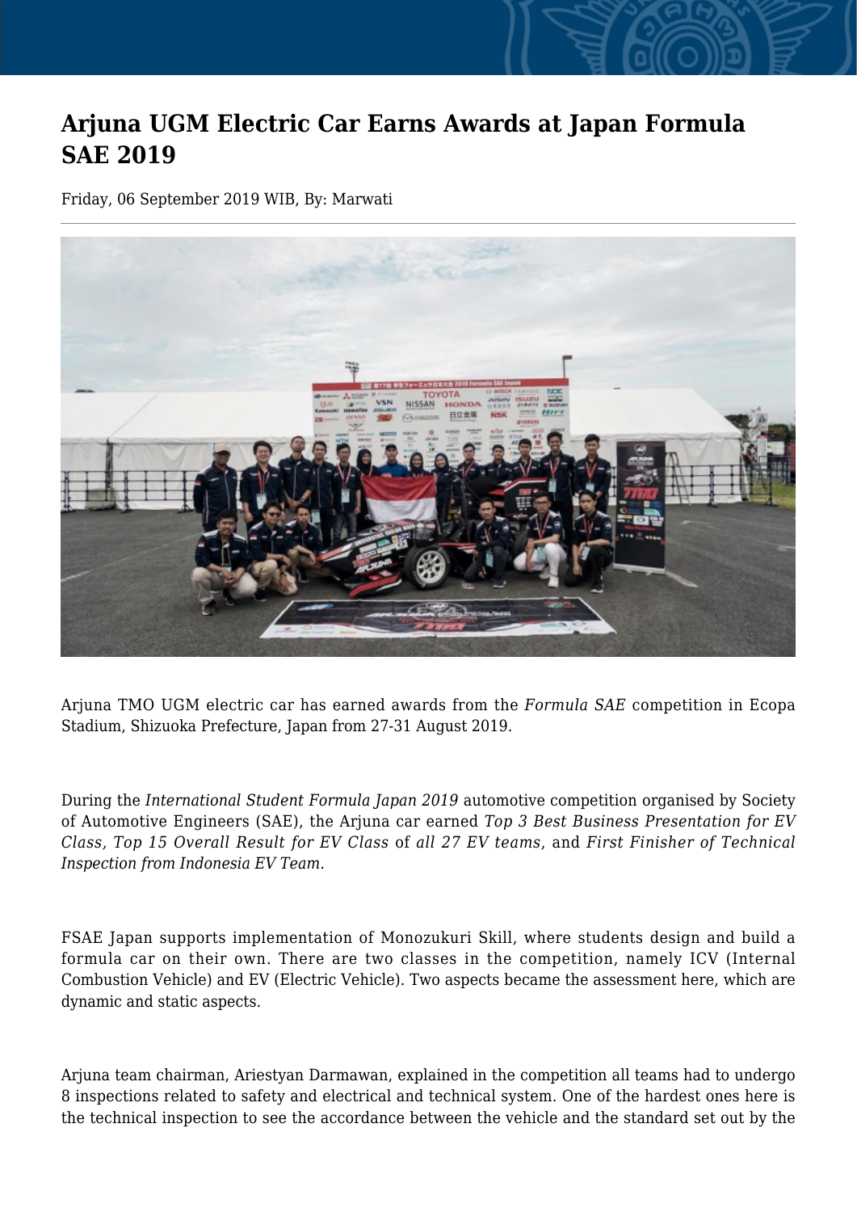# Arjuna UGM Electric Car Earns Awards at Japan Formula SAE 2019

Friday, 06 September 2019 WIB, By: Marwati

Arjuna TMO UGM electric car has earned awards from the *Formula SAE* competition in Ecopa Stadium, Shizuoka Prefecture, Japan from 27-31 August 2019.

During the *International Student Formula Japan 2019* automotive competition organised by Society of Automotive Engineers (SAE), the Arjuna car earned *Top 3 Best Business Presentation for EV Class, Top 15 Overall Result for EV Class* of *all 27 EV teams*, and *First Finisher of Technical Inspection from Indonesia EV Team.*

FSAE Japan supports implementation of Monozukuri Skill, where students design and build a formula car on their own. There are two classes in the competition, namely ICV (Internal Combustion Vehicle) and EV (Electric Vehicle). Two aspects became the assessment here, which are dynamic and static aspects.

Arjuna team chairman, Ariestyan Darmawan, explained in the competition all teams had to undergo 8 inspections related to safety and electrical and technical system. One of the hardest ones here is the technical inspection to see the accordance between the vehicle and the standard set out by the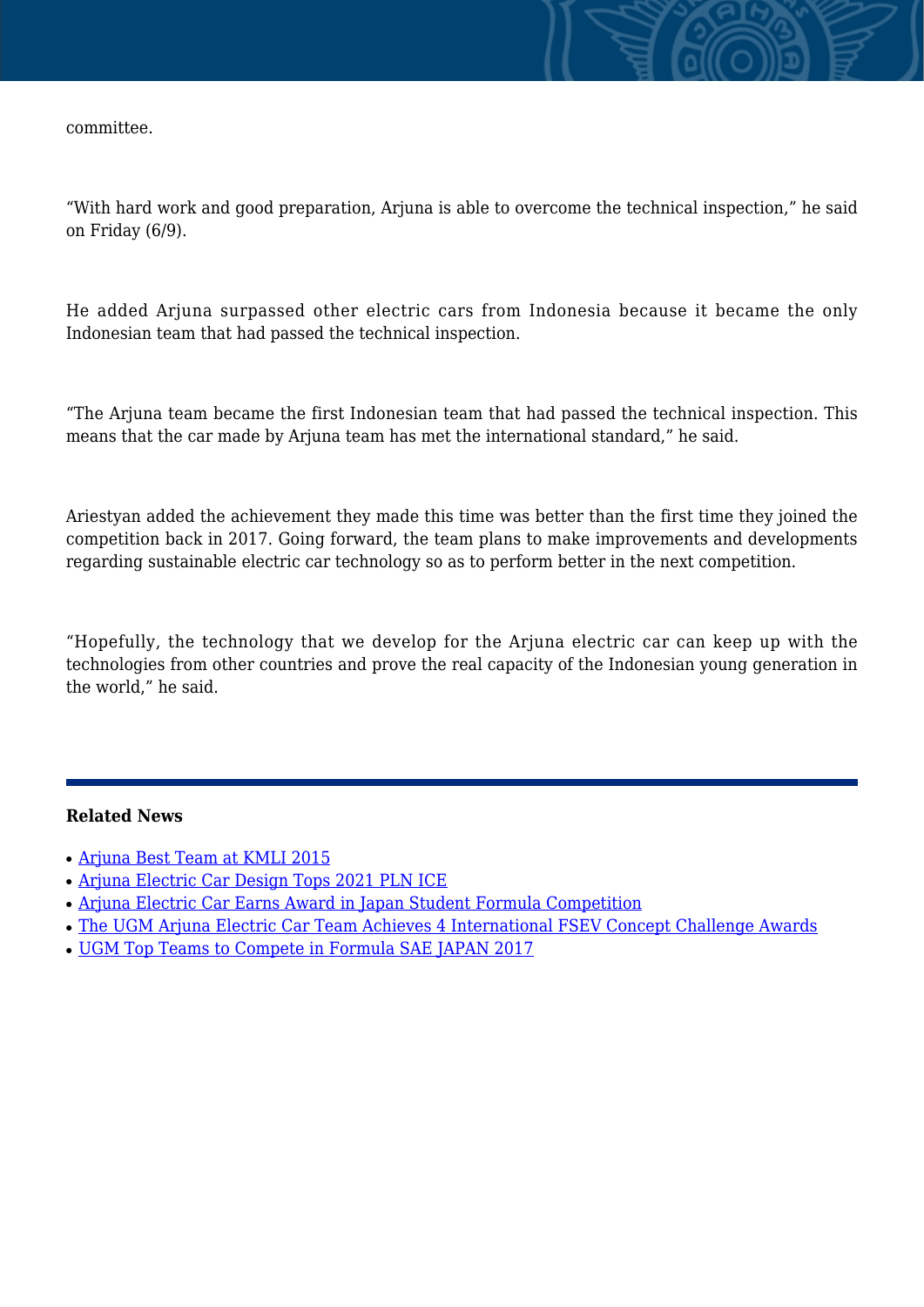committee.

“With hard work and good preparation, Arjuna is able to overcome the technical inspection,” he said on Friday (6/9).

He added Arjuna surpassed other electric cars from Indonesia because it became the only Indonesian team that had passed the technical inspection.

“The Arjuna team became the first Indonesian team that had passed the technical inspection. This means that the car made by Arjuna team has met the international standard,” he said.

Ariestyan added the achievement they made this time was better than the first time they joined the competition back in 2017. Going forward, the team plans to make improvements and developments regarding sustainable electric car technology so as to perform better in the next competition.

“Hopefully, the technology that we develop for the Arjuna electric car can keep up with the technologies from other countries and prove the real capacity of the Indonesian young generation in the world,” he said.

---

**Related News**

- Arjuna Best Team at KMLI 2015
- Arjuna Electric Car Design Tops 2021 PLN ICE
- Arjuna Electric Car Earns Award in Japan Student Formula Competition
- The UGM Arjuna Electric Car Team Achieves 4 International FSEV Concept Challenge Awards
- UGM Top Teams to Compete in Formula SAE JAPAN 2017